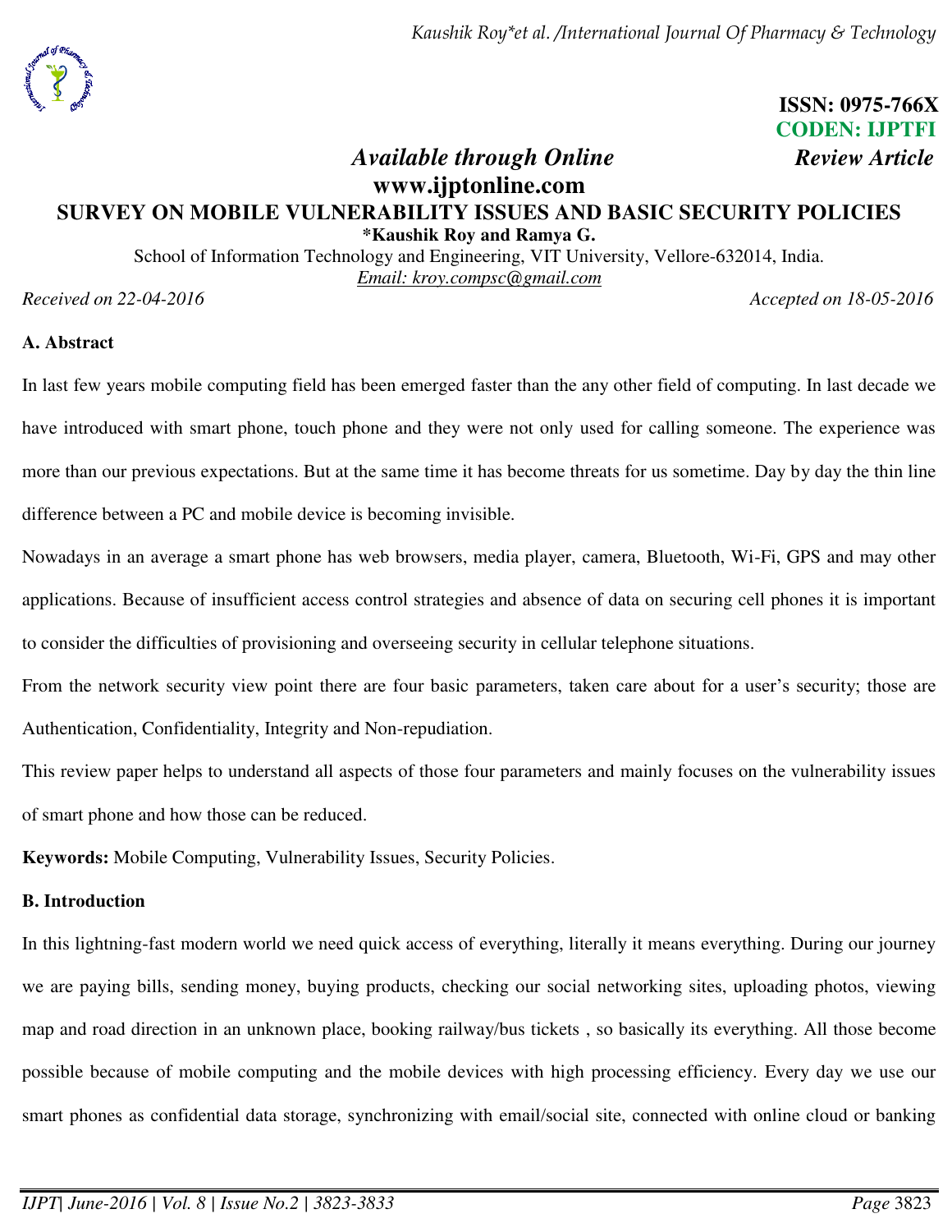ISSN: 0975-766X
CODEN: IJPTFI

*Available through Online* *Review Article*

**www.ijptonline.com**

# SURVEY ON MOBILE VULNERABILITY ISSUES AND BASIC SECURITY POLICIES

**\*Kaushik Roy and Ramya G.**

School of Information Technology and Engineering, VIT University, Vellore-632014, India.

Email: kroy.compsc@gmail.com

*Received on 22-04-2016* *Accepted on 18-05-2016*

## A. Abstract

In last few years mobile computing field has been emerged faster than the any other field of computing. In last decade we have introduced with smart phone, touch phone and they were not only used for calling someone. The experience was more than our previous expectations. But at the same time it has become threats for us sometime. Day by day the thin line difference between a PC and mobile device is becoming invisible.

Nowadays in an average a smart phone has web browsers, media player, camera, Bluetooth, Wi-Fi, GPS and may other applications. Because of insufficient access control strategies and absence of data on securing cell phones it is important to consider the difficulties of provisioning and overseeing security in cellular telephone situations.

From the network security view point there are four basic parameters, taken care about for a user's security; those are Authentication, Confidentiality, Integrity and Non-repudiation.

This review paper helps to understand all aspects of those four parameters and mainly focuses on the vulnerability issues of smart phone and how those can be reduced.

**Keywords:** Mobile Computing, Vulnerability Issues, Security Policies.

## B. Introduction

In this lightning-fast modern world we need quick access of everything, literally it means everything. During our journey we are paying bills, sending money, buying products, checking our social networking sites, uploading photos, viewing map and road direction in an unknown place, booking railway/bus tickets , so basically its everything. All those become possible because of mobile computing and the mobile devices with high processing efficiency. Every day we use our smart phones as confidential data storage, synchronizing with email/social site, connected with online cloud or banking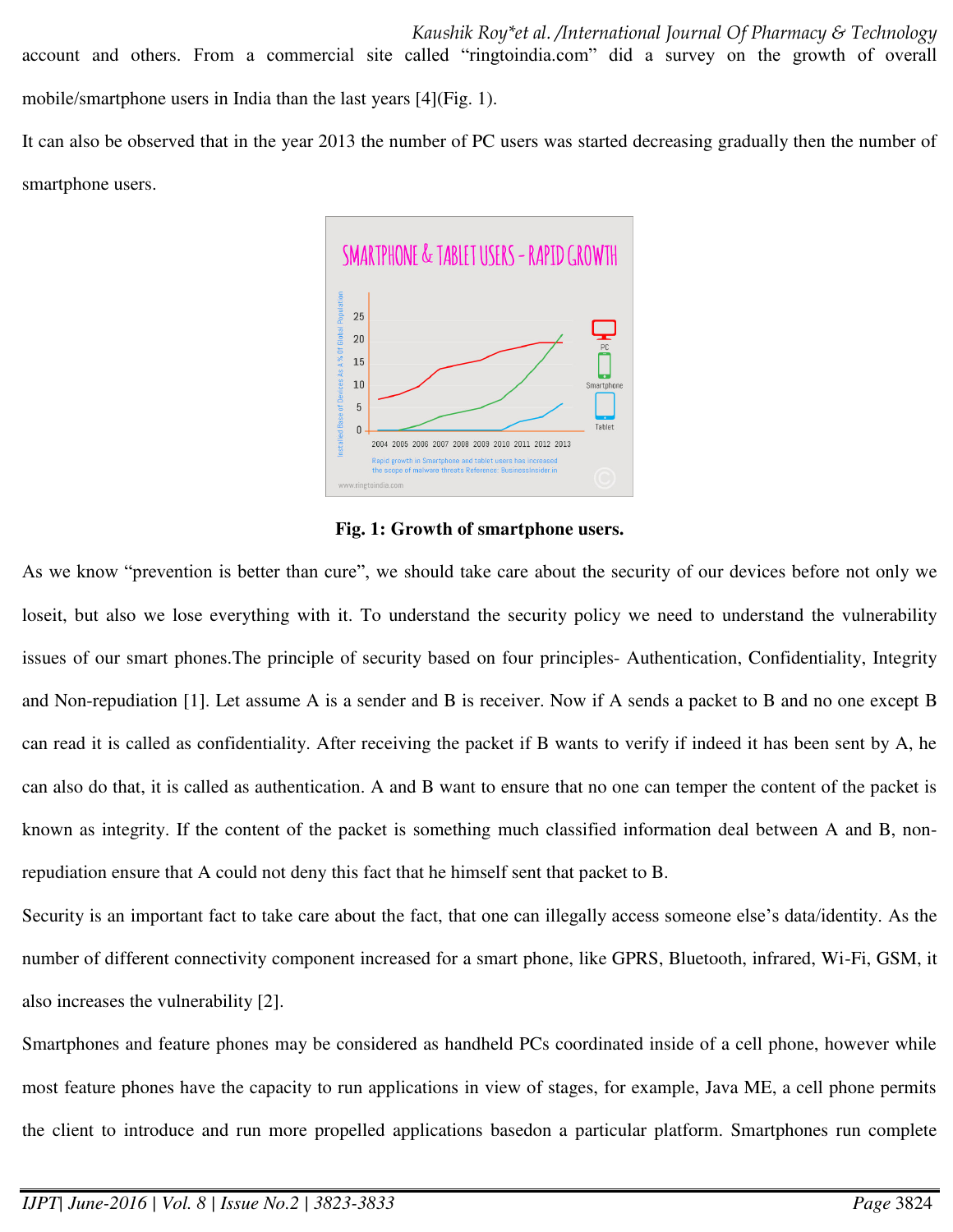account and others. From a commercial site called "ringtoindia.com" did a survey on the growth of overall mobile/smartphone users in India than the last years [4](Fig. 1).

It can also be observed that in the year 2013 the number of PC users was started decreasing gradually then the number of smartphone users.

**Fig. 1: Growth of smartphone users.**

As we know "prevention is better than cure", we should take care about the security of our devices before not only we loseit, but also we lose everything with it. To understand the security policy we need to understand the vulnerability issues of our smart phones.The principle of security based on four principles- Authentication, Confidentiality, Integrity and Non-repudiation [1]. Let assume A is a sender and B is receiver. Now if A sends a packet to B and no one except B can read it is called as confidentiality. After receiving the packet if B wants to verify if indeed it has been sent by A, he can also do that, it is called as authentication. A and B want to ensure that no one can temper the content of the packet is known as integrity. If the content of the packet is something much classified information deal between A and B, non-repudiation ensure that A could not deny this fact that he himself sent that packet to B.

Security is an important fact to take care about the fact, that one can illegally access someone else's data/identity. As the number of different connectivity component increased for a smart phone, like GPRS, Bluetooth, infrared, Wi-Fi, GSM, it also increases the vulnerability [2].

Smartphones and feature phones may be considered as handheld PCs coordinated inside of a cell phone, however while most feature phones have the capacity to run applications in view of stages, for example, Java ME, a cell phone permits the client to introduce and run more propelled applications basedon a particular platform. Smartphones run complete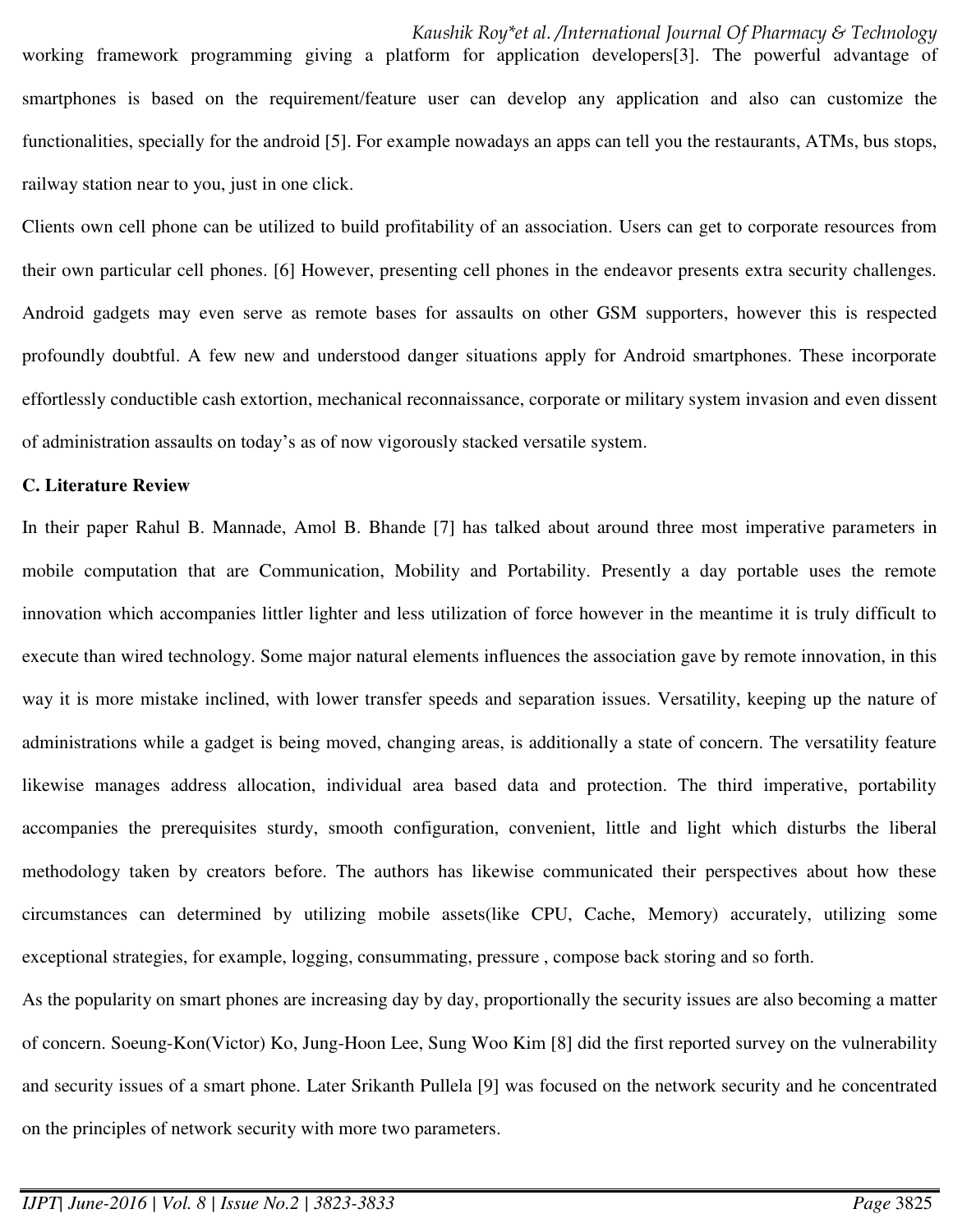working framework programming giving a platform for application developers[3]. The powerful advantage of smartphones is based on the requirement/feature user can develop any application and also can customize the functionalities, specially for the android [5]. For example nowadays an apps can tell you the restaurants, ATMs, bus stops, railway station near to you, just in one click.

Clients own cell phone can be utilized to build profitability of an association. Users can get to corporate resources from their own particular cell phones. [6] However, presenting cell phones in the endeavor presents extra security challenges. Android gadgets may even serve as remote bases for assaults on other GSM supporters, however this is respected profoundly doubtful. A few new and understood danger situations apply for Android smartphones. These incorporate effortlessly conductible cash extortion, mechanical reconnaissance, corporate or military system invasion and even dissent of administration assaults on today's as of now vigorously stacked versatile system.

**C. Literature Review**

In their paper Rahul B. Mannade, Amol B. Bhande [7] has talked about around three most imperative parameters in mobile computation that are Communication, Mobility and Portability. Presently a day portable uses the remote innovation which accompanies littler lighter and less utilization of force however in the meantime it is truly difficult to execute than wired technology. Some major natural elements influences the association gave by remote innovation, in this way it is more mistake inclined, with lower transfer speeds and separation issues. Versatility, keeping up the nature of administrations while a gadget is being moved, changing areas, is additionally a state of concern. The versatility feature likewise manages address allocation, individual area based data and protection. The third imperative, portability accompanies the prerequisites sturdy, smooth configuration, convenient, little and light which disturbs the liberal methodology taken by creators before. The authors has likewise communicated their perspectives about how these circumstances can determined by utilizing mobile assets(like CPU, Cache, Memory) accurately, utilizing some exceptional strategies, for example, logging, consummating, pressure , compose back storing and so forth.

As the popularity on smart phones are increasing day by day, proportionally the security issues are also becoming a matter of concern. Soeung-Kon(Victor) Ko, Jung-Hoon Lee, Sung Woo Kim [8] did the first reported survey on the vulnerability and security issues of a smart phone. Later Srikanth Pullela [9] was focused on the network security and he concentrated on the principles of network security with more two parameters.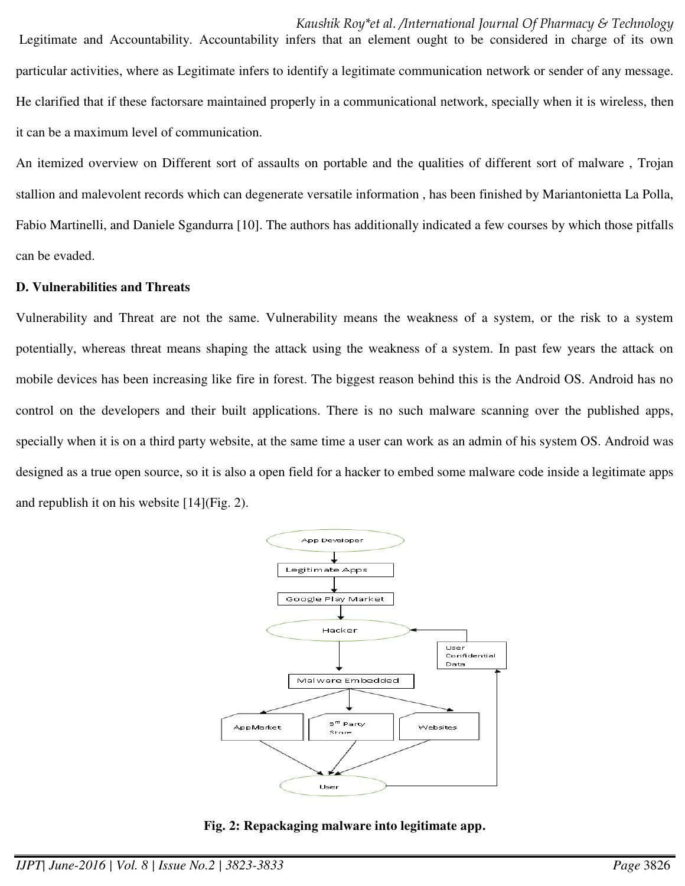Legitimate and Accountability. Accountability infers that an element ought to be considered in charge of its own particular activities, where as Legitimate infers to identify a legitimate communication network or sender of any message. He clarified that if these factorsare maintained properly in a communicational network, specially when it is wireless, then it can be a maximum level of communication.

An itemized overview on Different sort of assaults on portable and the qualities of different sort of malware , Trojan stallion and malevolent records which can degenerate versatile information , has been finished by Mariantonietta La Polla, Fabio Martinelli, and Daniele Sgandurra [10]. The authors has additionally indicated a few courses by which those pitfalls can be evaded.

**D. Vulnerabilities and Threats**

Vulnerability and Threat are not the same. Vulnerability means the weakness of a system, or the risk to a system potentially, whereas threat means shaping the attack using the weakness of a system. In past few years the attack on mobile devices has been increasing like fire in forest. The biggest reason behind this is the Android OS. Android has no control on the developers and their built applications. There is no such malware scanning over the published apps, specially when it is on a third party website, at the same time a user can work as an admin of his system OS. Android was designed as a true open source, so it is also a open field for a hacker to embed some malware code inside a legitimate apps and republish it on his website [14](Fig. 2).

**Fig. 2: Repackaging malware into legitimate app.**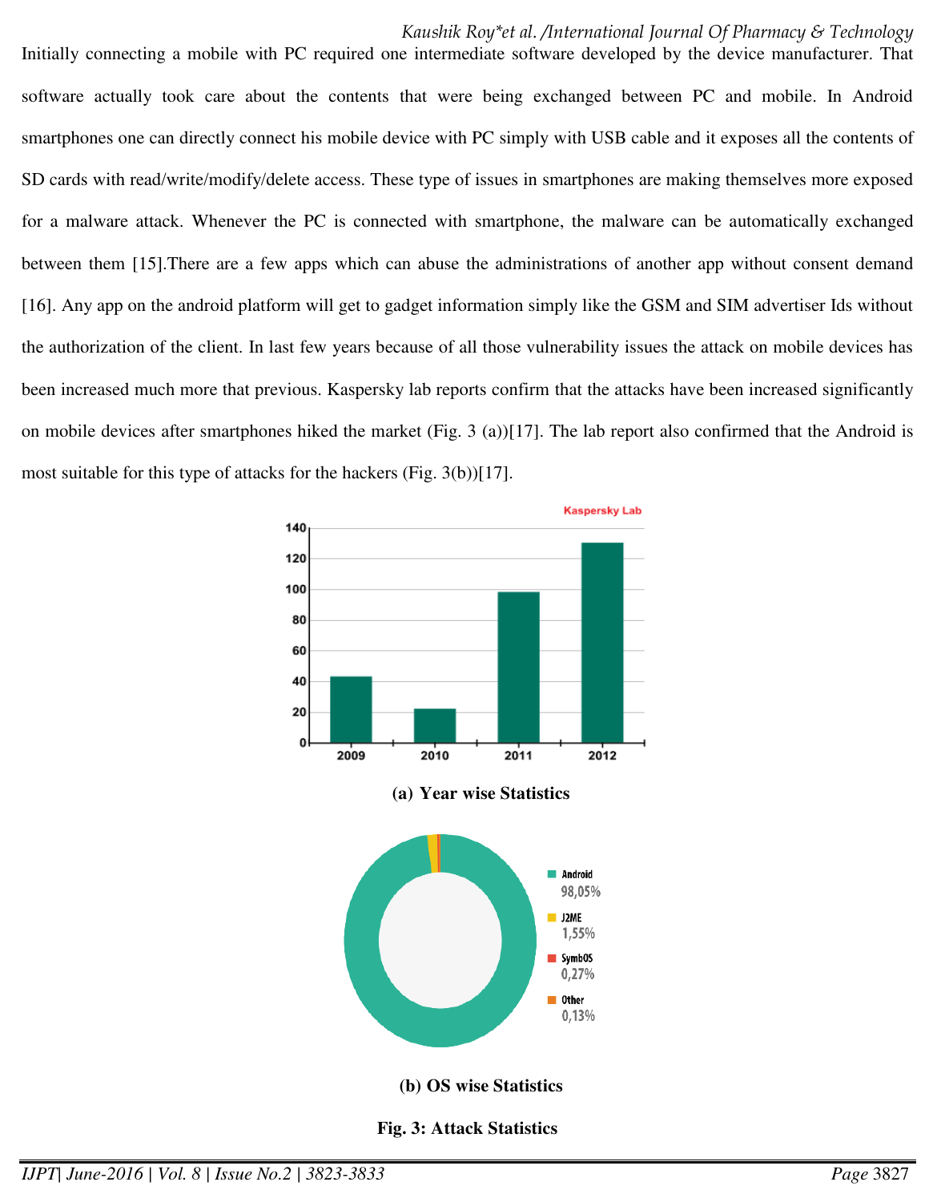Initially connecting a mobile with PC required one intermediate software developed by the device manufacturer. That software actually took care about the contents that were being exchanged between PC and mobile. In Android smartphones one can directly connect his mobile device with PC simply with USB cable and it exposes all the contents of SD cards with read/write/modify/delete access. These type of issues in smartphones are making themselves more exposed for a malware attack. Whenever the PC is connected with smartphone, the malware can be automatically exchanged between them [15].There are a few apps which can abuse the administrations of another app without consent demand [16]. Any app on the android platform will get to gadget information simply like the GSM and SIM advertiser Ids without the authorization of the client. In last few years because of all those vulnerability issues the attack on mobile devices has been increased much more that previous. Kaspersky lab reports confirm that the attacks have been increased significantly on mobile devices after smartphones hiked the market (Fig. 3 (a))[17]. The lab report also confirmed that the Android is most suitable for this type of attacks for the hackers (Fig. 3(b))[17].

**(a) Year wise Statistics**

**(b) OS wise Statistics**

**Fig. 3: Attack Statistics**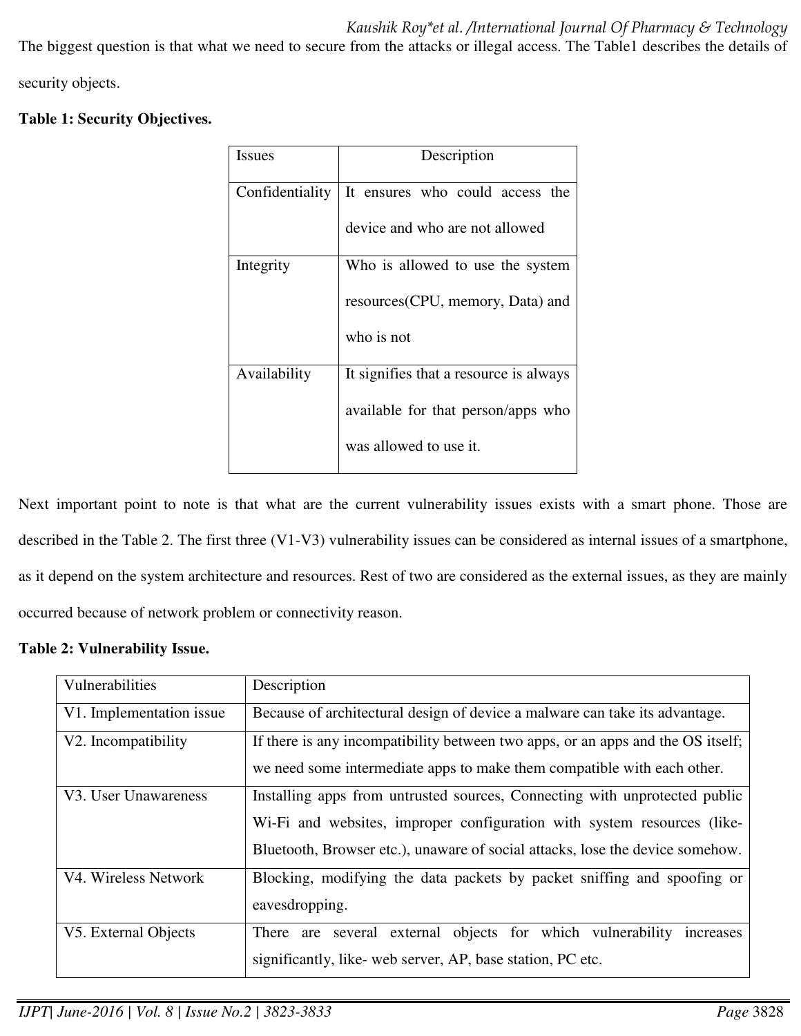The biggest question is that what we need to secure from the attacks or illegal access. The Table1 describes the details of security objects.

**Table 1: Security Objectives.**

| Issues | Description |
|---|---|
| Confidentiality | It ensures who could access the device and who are not allowed |
| Integrity | Who is allowed to use the system resources(CPU, memory, Data) and who is not |
| Availability | It signifies that a resource is always available for that person/apps who was allowed to use it. |

Next important point to note is that what are the current vulnerability issues exists with a smart phone. Those are described in the Table 2. The first three (V1-V3) vulnerability issues can be considered as internal issues of a smartphone, as it depend on the system architecture and resources. Rest of two are considered as the external issues, as they are mainly occurred because of network problem or connectivity reason.

**Table 2: Vulnerability Issue.**

| Vulnerabilities | Description |
|---|---|
| V1. Implementation issue | Because of architectural design of device a malware can take its advantage. |
| V2. Incompatibility | If there is any incompatibility between two apps, or an apps and the OS itself; we need some intermediate apps to make them compatible with each other. |
| V3. User Unawareness | Installing apps from untrusted sources, Connecting with unprotected public Wi-Fi and websites, improper configuration with system resources (like- Bluetooth, Browser etc.), unaware of social attacks, lose the device somehow. |
| V4. Wireless Network | Blocking, modifying the data packets by packet sniffing and spoofing or eavesdropping. |
| V5. External Objects | There are several external objects for which vulnerability increases significantly, like- web server, AP, base station, PC etc. |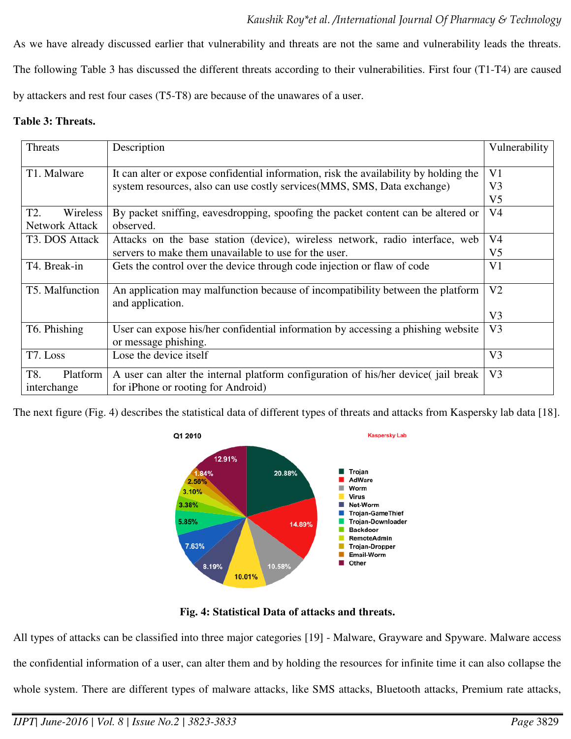As we have already discussed earlier that vulnerability and threats are not the same and vulnerability leads the threats. The following Table 3 has discussed the different threats according to their vulnerabilities. First four (T1-T4) are caused by attackers and rest four cases (T5-T8) are because of the unawares of a user.

**Table 3: Threats.**

| Threats | Description | Vulnerability |
|---|---|---|
| T1. Malware | It can alter or expose confidential information, risk the availability by holding the system resources, also can use costly services(MMS, SMS, Data exchange) | V1<br>V3<br>V5 |
| T2. Wireless Network Attack | By packet sniffing, eavesdropping, spoofing the packet content can be altered or observed. | V4 |
| T3. DOS Attack | Attacks on the base station (device), wireless network, radio interface, web servers to make them unavailable to use for the user. | V4<br>V5 |
| T4. Break-in | Gets the control over the device through code injection or flaw of code | V1 |
| T5. Malfunction | An application may malfunction because of incompatibility between the platform and application. | V2<br>V3 |
| T6. Phishing | User can expose his/her confidential information by accessing a phishing website or message phishing. | V3 |
| T7. Loss | Lose the device itself | V3 |
| T8. Platform interchange | A user can alter the internal platform configuration of his/her device( jail break for iPhone or rooting for Android) | V3 |

The next figure (Fig. 4) describes the statistical data of different types of threats and attacks from Kaspersky lab data [18].

**Fig. 4: Statistical Data of attacks and threats.**

All types of attacks can be classified into three major categories [19] - Malware, Grayware and Spyware. Malware access the confidential information of a user, can alter them and by holding the resources for infinite time it can also collapse the whole system. There are different types of malware attacks, like SMS attacks, Bluetooth attacks, Premium rate attacks,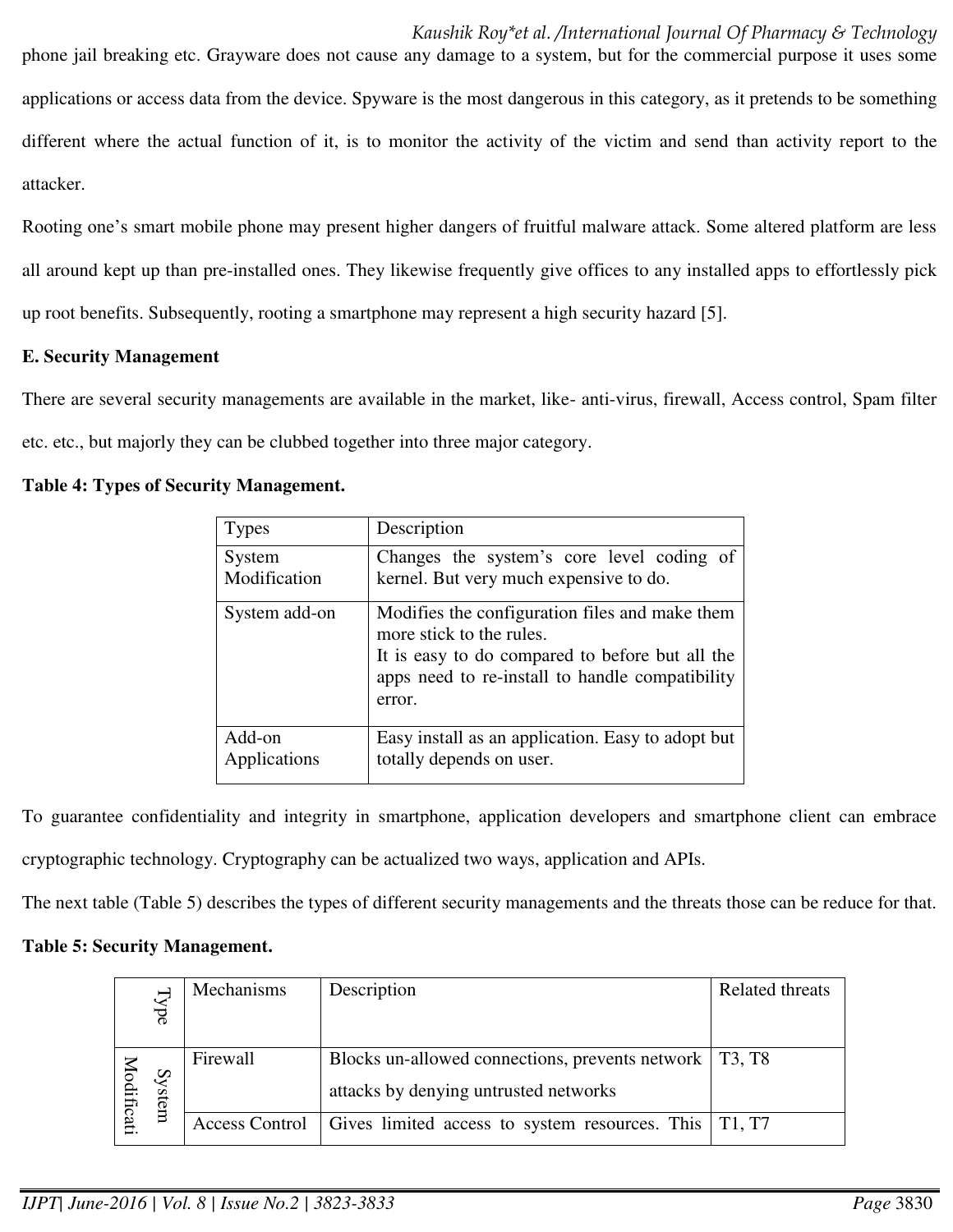phone jail breaking etc. Grayware does not cause any damage to a system, but for the commercial purpose it uses some applications or access data from the device. Spyware is the most dangerous in this category, as it pretends to be something different where the actual function of it, is to monitor the activity of the victim and send than activity report to the attacker.

Rooting one's smart mobile phone may present higher dangers of fruitful malware attack. Some altered platform are less all around kept up than pre-installed ones. They likewise frequently give offices to any installed apps to effortlessly pick up root benefits. Subsequently, rooting a smartphone may represent a high security hazard [5].

**E. Security Management**

There are several security managements are available in the market, like- anti-virus, firewall, Access control, Spam filter etc. etc., but majorly they can be clubbed together into three major category.

**Table 4: Types of Security Management.**

| Types | Description |
|---|---|
| System Modification | Changes the system's core level coding of kernel. But very much expensive to do. |
| System add-on | Modifies the configuration files and make them more stick to the rules. It is easy to do compared to before but all the apps need to re-install to handle compatibility error. |
| Add-on Applications | Easy install as an application. Easy to adopt but totally depends on user. |

To guarantee confidentiality and integrity in smartphone, application developers and smartphone client can embrace cryptographic technology. Cryptography can be actualized two ways, application and APIs.

The next table (Table 5) describes the types of different security managements and the threats those can be reduce for that.

**Table 5: Security Management.**

| Type | Mechanisms | Description | Related threats |
|---|---|---|---|
| System Modificati | Firewall | Blocks un-allowed connections, prevents network attacks by denying untrusted networks | T3, T8 |
| | Access Control | Gives limited access to system resources. This | T1, T7 |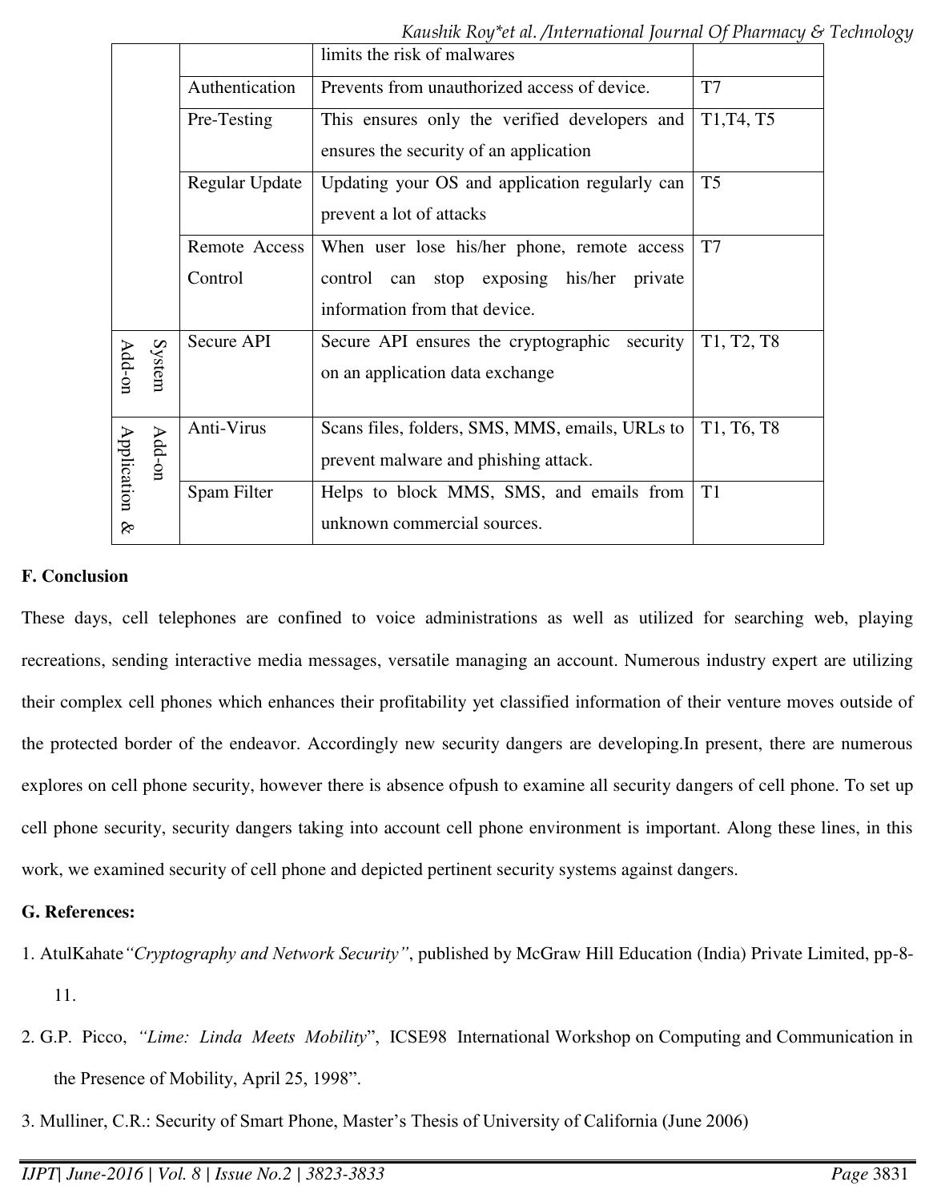| | | | |
|---|---|---|---|
| | | limits the risk of malwares | |
| | Authentication | Prevents from unauthorized access of device. | T7 |
| | Pre-Testing | This ensures only the verified developers and ensures the security of an application | T1,T4, T5 |
| | Regular Update | Updating your OS and application regularly can prevent a lot of attacks | T5 |
| | Remote Access Control | When user lose his/her phone, remote access control can stop exposing his/her private information from that device. | T7 |
| System Add-on | Secure API | Secure API ensures the cryptographic security on an application data exchange | T1, T2, T8 |
| Application & Add-on | Anti-Virus | Scans files, folders, SMS, MMS, emails, URLs to prevent malware and phishing attack. | T1, T6, T8 |
| | Spam Filter | Helps to block MMS, SMS, and emails from unknown commercial sources. | T1 |

**F. Conclusion**

These days, cell telephones are confined to voice administrations as well as utilized for searching web, playing recreations, sending interactive media messages, versatile managing an account. Numerous industry expert are utilizing their complex cell phones which enhances their profitability yet classified information of their venture moves outside of the protected border of the endeavor. Accordingly new security dangers are developing.In present, there are numerous explores on cell phone security, however there is absence ofpush to examine all security dangers of cell phone. To set up cell phone security, security dangers taking into account cell phone environment is important. Along these lines, in this work, we examined security of cell phone and depicted pertinent security systems against dangers.

**G. References:**

1. AtulKahate*"Cryptography and Network Security"*, published by McGraw Hill Education (India) Private Limited, pp-8-11.
2. G.P. Picco, *"Lime: Linda Meets Mobility*", ICSE98 International Workshop on Computing and Communication in the Presence of Mobility, April 25, 1998".
3. Mulliner, C.R.: Security of Smart Phone, Master's Thesis of University of California (June 2006)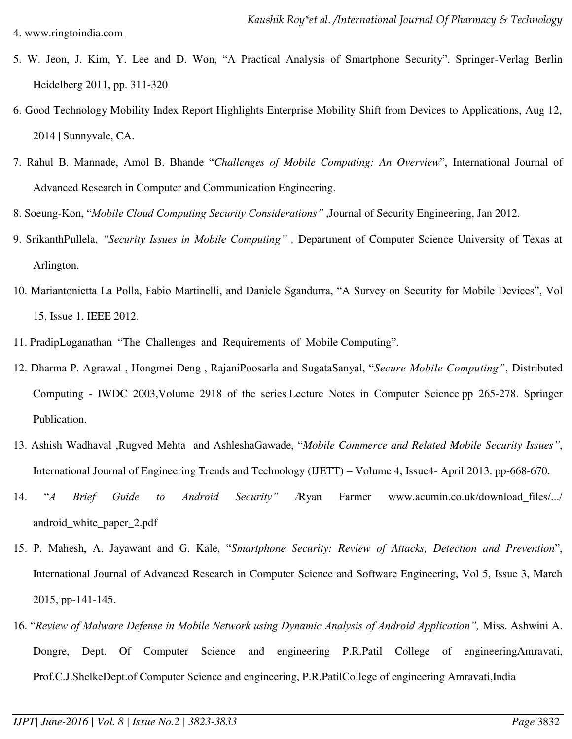4. www.ringtoindia.com

5. W. Jeon, J. Kim, Y. Lee and D. Won, "A Practical Analysis of Smartphone Security". Springer-Verlag Berlin Heidelberg 2011, pp. 311-320

6. Good Technology Mobility Index Report Highlights Enterprise Mobility Shift from Devices to Applications, Aug 12, 2014 | Sunnyvale, CA.

7. Rahul B. Mannade, Amol B. Bhande "*Challenges of Mobile Computing: An Overview*", International Journal of Advanced Research in Computer and Communication Engineering.

8. Soeung-Kon, "*Mobile Cloud Computing Security Considerations*" ,Journal of Security Engineering, Jan 2012.

9. SrikanthPullela, *"Security Issues in Mobile Computing"* , Department of Computer Science University of Texas at Arlington.

10. Mariantonietta La Polla, Fabio Martinelli, and Daniele Sgandurra, "A Survey on Security for Mobile Devices", Vol 15, Issue 1. IEEE 2012.

11. PradipLoganathan "The Challenges and Requirements of Mobile Computing".

12. Dharma P. Agrawal , Hongmei Deng , RajaniPoosarla and SugataSanyal, "*Secure Mobile Computing"*, Distributed Computing - IWDC 2003,Volume 2918 of the series Lecture Notes in Computer Science pp 265-278. Springer Publication.

13. Ashish Wadhaval ,Rugved Mehta and AshleshaGawade, "*Mobile Commerce and Related Mobile Security Issues"*, International Journal of Engineering Trends and Technology (IJETT) – Volume 4, Issue4- April 2013. pp-668-670.

14. "*A Brief Guide to Android Security"* /Ryan Farmer www.acumin.co.uk/download_files/.../ android_white_paper_2.pdf

15. P. Mahesh, A. Jayawant and G. Kale, "*Smartphone Security: Review of Attacks, Detection and Prevention*", International Journal of Advanced Research in Computer Science and Software Engineering, Vol 5, Issue 3, March 2015, pp-141-145.

16. "*Review of Malware Defense in Mobile Network using Dynamic Analysis of Android Application",* Miss. Ashwini A. Dongre, Dept. Of Computer Science and engineering P.R.Patil College of engineeringAmravati, Prof.C.J.ShelkeDept.of Computer Science and engineering, P.R.PatilCollege of engineering Amravati,India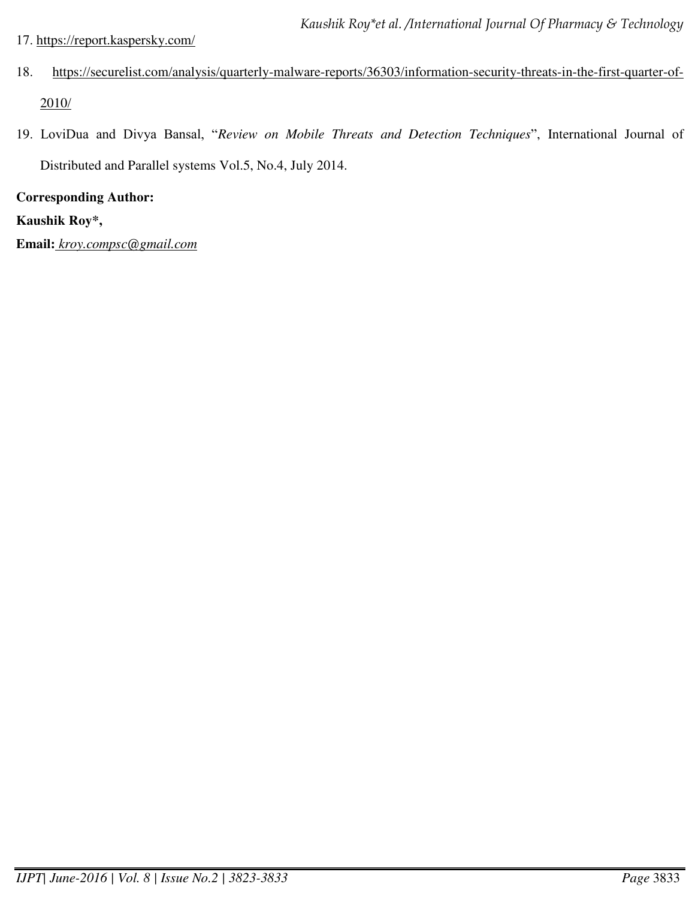17. https://report.kaspersky.com/

18. https://securelist.com/analysis/quarterly-malware-reports/36303/information-security-threats-in-the-first-quarter-of-2010/

19. LoviDua and Divya Bansal, "*Review on Mobile Threats and Detection Techniques*", International Journal of Distributed and Parallel systems Vol.5, No.4, July 2014.

**Corresponding Author:**

**Kaushik Roy*,**

**Email:** *kroy.compsc@gmail.com*